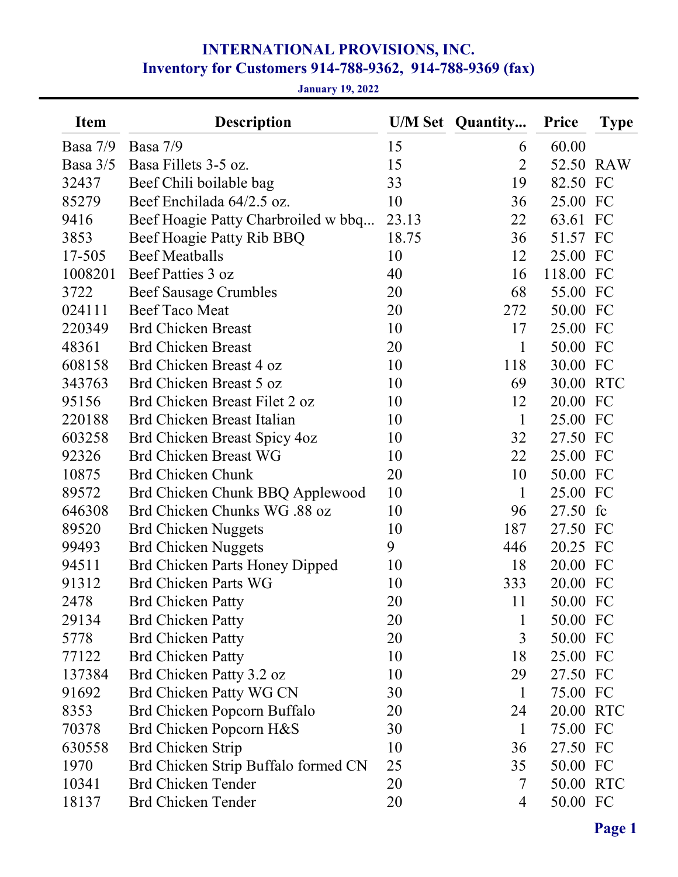# INTERNATIONAL PROVISIONS, INC.

## Inventory for Customers 914-788-9362, 914-788-9369 (fax)

**January 19, 2022**

| Item | Description | U/M Set | Quantity... | Price | Type |
|---|---|---|---|---|---|
| Basa 7/9 | Basa 7/9 | 15 | 6 | 60.00 | |
| Basa 3/5 | Basa Fillets 3-5 oz. | 15 | 2 | 52.50 | RAW |
| 32437 | Beef Chili boilable bag | 33 | 19 | 82.50 | FC |
| 85279 | Beef Enchilada 64/2.5 oz. | 10 | 36 | 25.00 | FC |
| 9416 | Beef Hoagie Patty Charbroiled w bbq... | 23.13 | 22 | 63.61 | FC |
| 3853 | Beef Hoagie Patty Rib BBQ | 18.75 | 36 | 51.57 | FC |
| 17-505 | Beef Meatballs | 10 | 12 | 25.00 | FC |
| 1008201 | Beef Patties 3 oz | 40 | 16 | 118.00 | FC |
| 3722 | Beef Sausage Crumbles | 20 | 68 | 55.00 | FC |
| 024111 | Beef Taco Meat | 20 | 272 | 50.00 | FC |
| 220349 | Brd Chicken Breast | 10 | 17 | 25.00 | FC |
| 48361 | Brd Chicken Breast | 20 | 1 | 50.00 | FC |
| 608158 | Brd Chicken Breast 4 oz | 10 | 118 | 30.00 | FC |
| 343763 | Brd Chicken Breast 5 oz | 10 | 69 | 30.00 | RTC |
| 95156 | Brd Chicken Breast Filet 2 oz | 10 | 12 | 20.00 | FC |
| 220188 | Brd Chicken Breast Italian | 10 | 1 | 25.00 | FC |
| 603258 | Brd Chicken Breast Spicy 4oz | 10 | 32 | 27.50 | FC |
| 92326 | Brd Chicken Breast WG | 10 | 22 | 25.00 | FC |
| 10875 | Brd Chicken Chunk | 20 | 10 | 50.00 | FC |
| 89572 | Brd Chicken Chunk BBQ Applewood | 10 | 1 | 25.00 | FC |
| 646308 | Brd Chicken Chunks WG .88 oz | 10 | 96 | 27.50 | fc |
| 89520 | Brd Chicken Nuggets | 10 | 187 | 27.50 | FC |
| 99493 | Brd Chicken Nuggets | 9 | 446 | 20.25 | FC |
| 94511 | Brd Chicken Parts Honey Dipped | 10 | 18 | 20.00 | FC |
| 91312 | Brd Chicken Parts WG | 10 | 333 | 20.00 | FC |
| 2478 | Brd Chicken Patty | 20 | 11 | 50.00 | FC |
| 29134 | Brd Chicken Patty | 20 | 1 | 50.00 | FC |
| 5778 | Brd Chicken Patty | 20 | 3 | 50.00 | FC |
| 77122 | Brd Chicken Patty | 10 | 18 | 25.00 | FC |
| 137384 | Brd Chicken Patty 3.2 oz | 10 | 29 | 27.50 | FC |
| 91692 | Brd Chicken Patty WG CN | 30 | 1 | 75.00 | FC |
| 8353 | Brd Chicken Popcorn Buffalo | 20 | 24 | 20.00 | RTC |
| 70378 | Brd Chicken Popcorn H&S | 30 | 1 | 75.00 | FC |
| 630558 | Brd Chicken Strip | 10 | 36 | 27.50 | FC |
| 1970 | Brd Chicken Strip Buffalo formed CN | 25 | 35 | 50.00 | FC |
| 10341 | Brd Chicken Tender | 20 | 7 | 50.00 | RTC |
| 18137 | Brd Chicken Tender | 20 | 4 | 50.00 | FC |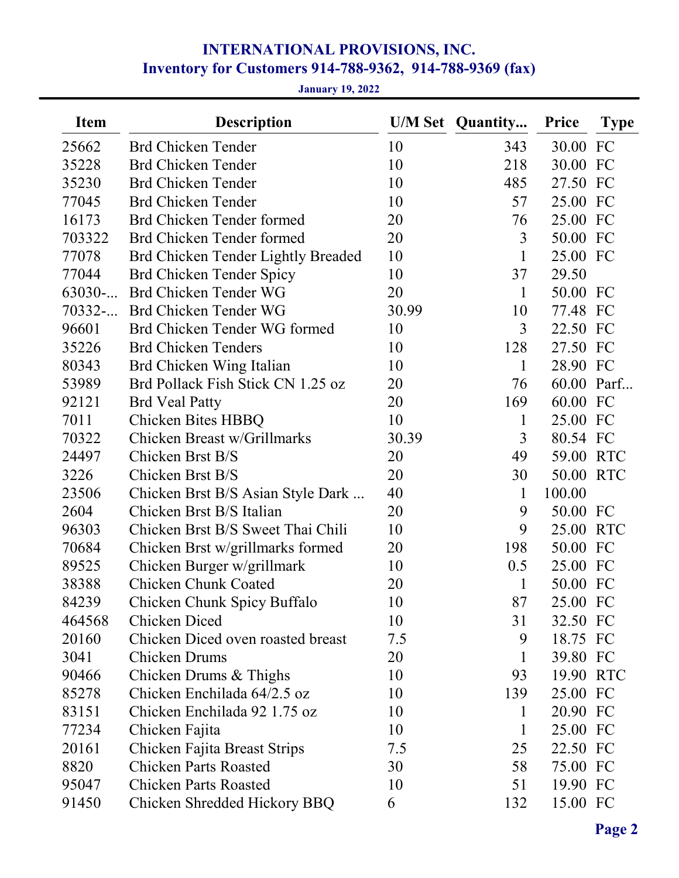# INTERNATIONAL PROVISIONS, INC.

## Inventory for Customers 914-788-9362, 914-788-9369 (fax)

**January 19, 2022**

| Item | Description | U/M Set | Quantity... | Price | Type |
|---|---|---|---|---|---|
| 25662 | Brd Chicken Tender | 10 | 343 | 30.00 | FC |
| 35228 | Brd Chicken Tender | 10 | 218 | 30.00 | FC |
| 35230 | Brd Chicken Tender | 10 | 485 | 27.50 | FC |
| 77045 | Brd Chicken Tender | 10 | 57 | 25.00 | FC |
| 16173 | Brd Chicken Tender formed | 20 | 76 | 25.00 | FC |
| 703322 | Brd Chicken Tender formed | 20 | 3 | 50.00 | FC |
| 77078 | Brd Chicken Tender Lightly Breaded | 10 | 1 | 25.00 | FC |
| 77044 | Brd Chicken Tender Spicy | 10 | 37 | 29.50 | |
| 63030-... | Brd Chicken Tender WG | 20 | 1 | 50.00 | FC |
| 70332-... | Brd Chicken Tender WG | 30.99 | 10 | 77.48 | FC |
| 96601 | Brd Chicken Tender WG formed | 10 | 3 | 22.50 | FC |
| 35226 | Brd Chicken Tenders | 10 | 128 | 27.50 | FC |
| 80343 | Brd Chicken Wing Italian | 10 | 1 | 28.90 | FC |
| 53989 | Brd Pollack Fish Stick CN 1.25 oz | 20 | 76 | 60.00 | Parf... |
| 92121 | Brd Veal Patty | 20 | 169 | 60.00 | FC |
| 7011 | Chicken Bites HBBQ | 10 | 1 | 25.00 | FC |
| 70322 | Chicken Breast w/Grillmarks | 30.39 | 3 | 80.54 | FC |
| 24497 | Chicken Brst B/S | 20 | 49 | 59.00 | RTC |
| 3226 | Chicken Brst B/S | 20 | 30 | 50.00 | RTC |
| 23506 | Chicken Brst B/S Asian Style Dark ... | 40 | 1 | 100.00 | |
| 2604 | Chicken Brst B/S Italian | 20 | 9 | 50.00 | FC |
| 96303 | Chicken Brst B/S Sweet Thai Chili | 10 | 9 | 25.00 | RTC |
| 70684 | Chicken Brst w/grillmarks formed | 20 | 198 | 50.00 | FC |
| 89525 | Chicken Burger w/grillmark | 10 | 0.5 | 25.00 | FC |
| 38388 | Chicken Chunk Coated | 20 | 1 | 50.00 | FC |
| 84239 | Chicken Chunk Spicy Buffalo | 10 | 87 | 25.00 | FC |
| 464568 | Chicken Diced | 10 | 31 | 32.50 | FC |
| 20160 | Chicken Diced oven roasted breast | 7.5 | 9 | 18.75 | FC |
| 3041 | Chicken Drums | 20 | 1 | 39.80 | FC |
| 90466 | Chicken Drums & Thighs | 10 | 93 | 19.90 | RTC |
| 85278 | Chicken Enchilada 64/2.5 oz | 10 | 139 | 25.00 | FC |
| 83151 | Chicken Enchilada 92 1.75 oz | 10 | 1 | 20.90 | FC |
| 77234 | Chicken Fajita | 10 | 1 | 25.00 | FC |
| 20161 | Chicken Fajita Breast Strips | 7.5 | 25 | 22.50 | FC |
| 8820 | Chicken Parts Roasted | 30 | 58 | 75.00 | FC |
| 95047 | Chicken Parts Roasted | 10 | 51 | 19.90 | FC |
| 91450 | Chicken Shredded Hickory BBQ | 6 | 132 | 15.00 | FC |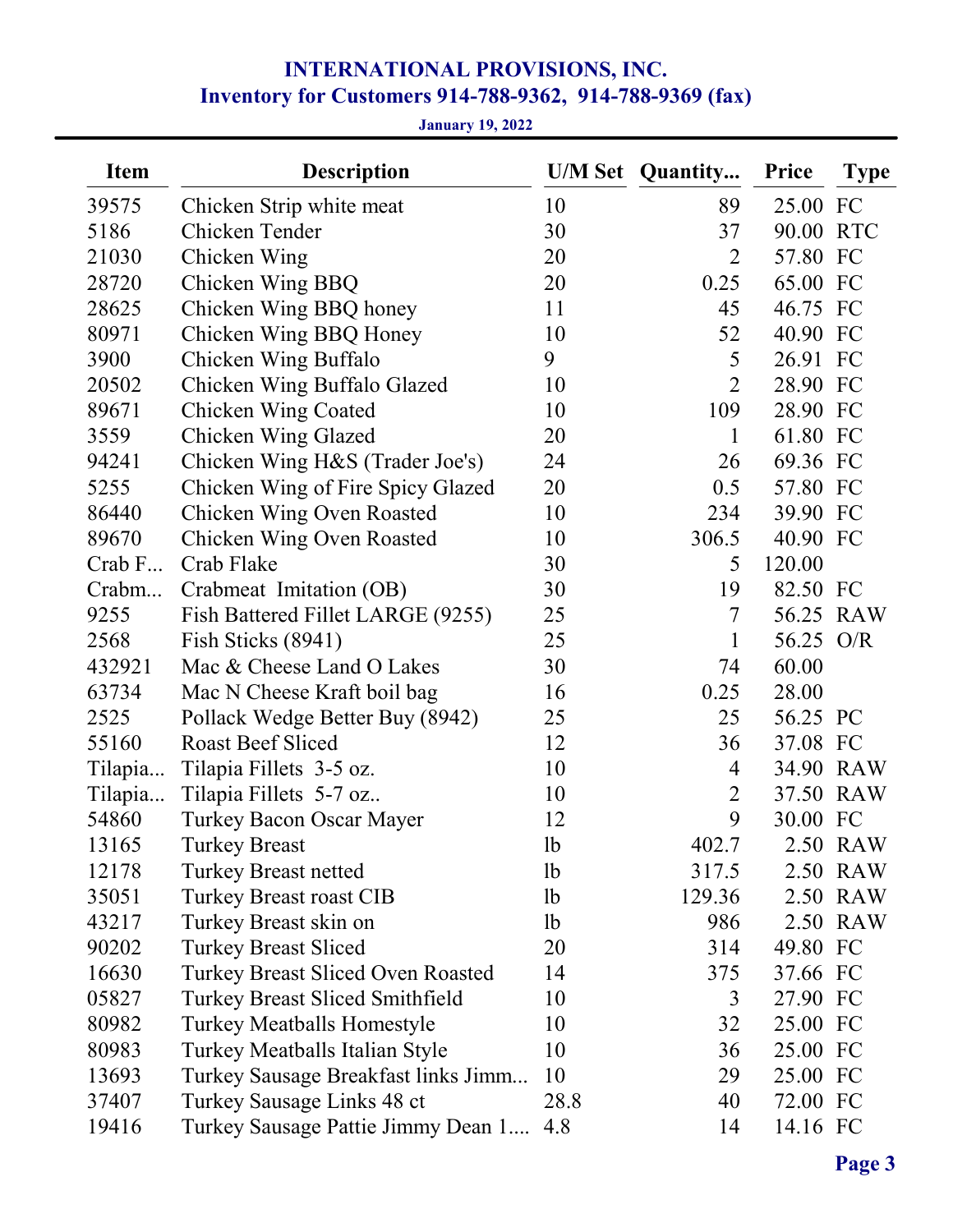# INTERNATIONAL PROVISIONS, INC.

## Inventory for Customers 914-788-9362, 914-788-9369 (fax)

**January 19, 2022**

| Item | Description | U/M Set | Quantity... | Price | Type |
|---|---|---|---|---|---|
| 39575 | Chicken Strip white meat | 10 | 89 | 25.00 | FC |
| 5186 | Chicken Tender | 30 | 37 | 90.00 | RTC |
| 21030 | Chicken Wing | 20 | 2 | 57.80 | FC |
| 28720 | Chicken Wing BBQ | 20 | 0.25 | 65.00 | FC |
| 28625 | Chicken Wing BBQ honey | 11 | 45 | 46.75 | FC |
| 80971 | Chicken Wing BBQ Honey | 10 | 52 | 40.90 | FC |
| 3900 | Chicken Wing Buffalo | 9 | 5 | 26.91 | FC |
| 20502 | Chicken Wing Buffalo Glazed | 10 | 2 | 28.90 | FC |
| 89671 | Chicken Wing Coated | 10 | 109 | 28.90 | FC |
| 3559 | Chicken Wing Glazed | 20 | 1 | 61.80 | FC |
| 94241 | Chicken Wing H&S (Trader Joe's) | 24 | 26 | 69.36 | FC |
| 5255 | Chicken Wing of Fire Spicy Glazed | 20 | 0.5 | 57.80 | FC |
| 86440 | Chicken Wing Oven Roasted | 10 | 234 | 39.90 | FC |
| 89670 | Chicken Wing Oven Roasted | 10 | 306.5 | 40.90 | FC |
| Crab F... | Crab Flake | 30 | 5 | 120.00 | |
| Crabm... | Crabmeat Imitation (OB) | 30 | 19 | 82.50 | FC |
| 9255 | Fish Battered Fillet LARGE (9255) | 25 | 7 | 56.25 | RAW |
| 2568 | Fish Sticks (8941) | 25 | 1 | 56.25 | O/R |
| 432921 | Mac & Cheese Land O Lakes | 30 | 74 | 60.00 | |
| 63734 | Mac N Cheese Kraft boil bag | 16 | 0.25 | 28.00 | |
| 2525 | Pollack Wedge Better Buy (8942) | 25 | 25 | 56.25 | PC |
| 55160 | Roast Beef Sliced | 12 | 36 | 37.08 | FC |
| Tilapia... | Tilapia Fillets 3-5 oz. | 10 | 4 | 34.90 | RAW |
| Tilapia... | Tilapia Fillets 5-7 oz.. | 10 | 2 | 37.50 | RAW |
| 54860 | Turkey Bacon Oscar Mayer | 12 | 9 | 30.00 | FC |
| 13165 | Turkey Breast | lb | 402.7 | 2.50 | RAW |
| 12178 | Turkey Breast netted | lb | 317.5 | 2.50 | RAW |
| 35051 | Turkey Breast roast CIB | lb | 129.36 | 2.50 | RAW |
| 43217 | Turkey Breast skin on | lb | 986 | 2.50 | RAW |
| 90202 | Turkey Breast Sliced | 20 | 314 | 49.80 | FC |
| 16630 | Turkey Breast Sliced Oven Roasted | 14 | 375 | 37.66 | FC |
| 05827 | Turkey Breast Sliced Smithfield | 10 | 3 | 27.90 | FC |
| 80982 | Turkey Meatballs Homestyle | 10 | 32 | 25.00 | FC |
| 80983 | Turkey Meatballs Italian Style | 10 | 36 | 25.00 | FC |
| 13693 | Turkey Sausage Breakfast links Jimm... | 10 | 29 | 25.00 | FC |
| 37407 | Turkey Sausage Links 48 ct | 28.8 | 40 | 72.00 | FC |
| 19416 | Turkey Sausage Pattie Jimmy Dean 1.... | 4.8 | 14 | 14.16 | FC |